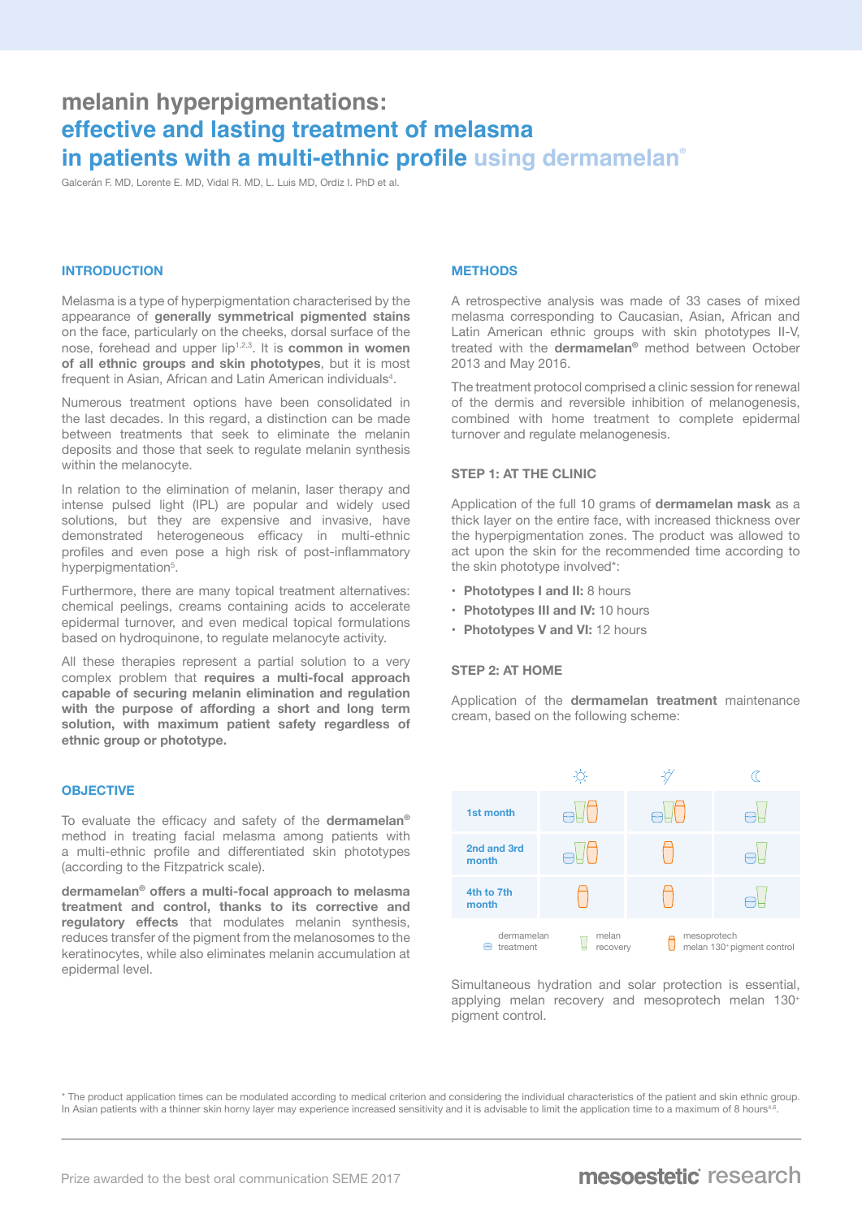# melanin hyperpigmentations:
# effective and lasting treatment of melasma in patients with a multi-ethnic profile using dermamelan®

Galcerán F. MD, Lorente E. MD, Vidal R. MD, L. Luis MD, Ordiz I. PhD et al.

## INTRODUCTION

Melasma is a type of hyperpigmentation characterised by the appearance of **generally symmetrical pigmented stains** on the face, particularly on the cheeks, dorsal surface of the nose, forehead and upper lip[1,2,3]. It is **common in women of all ethnic groups and skin phototypes**, but it is most frequent in Asian, African and Latin American individuals[4].

Numerous treatment options have been consolidated in the last decades. In this regard, a distinction can be made between treatments that seek to eliminate the melanin deposits and those that seek to regulate melanin synthesis within the melanocyte.

In relation to the elimination of melanin, laser therapy and intense pulsed light (IPL) are popular and widely used solutions, but they are expensive and invasive, have demonstrated heterogeneous efficacy in multi-ethnic profiles and even pose a high risk of post-inflammatory hyperpigmentation[5].

Furthermore, there are many topical treatment alternatives: chemical peelings, creams containing acids to accelerate epidermal turnover, and even medical topical formulations based on hydroquinone, to regulate melanocyte activity.

All these therapies represent a partial solution to a very complex problem that **requires a multi-focal approach capable of securing melanin elimination and regulation with the purpose of affording a short and long term solution, with maximum patient safety regardless of ethnic group or phototype.**

## OBJECTIVE

To evaluate the efficacy and safety of the **dermamelan®** method in treating facial melasma among patients with a multi-ethnic profile and differentiated skin phototypes (according to the Fitzpatrick scale).

**dermamelan® offers a multi-focal approach to melasma treatment and control, thanks to its corrective and regulatory effects** that modulates melanin synthesis, reduces transfer of the pigment from the melanosomes to the keratinocytes, while also eliminates melanin accumulation at epidermal level.

## METHODS

A retrospective analysis was made of 33 cases of mixed melasma corresponding to Caucasian, Asian, African and Latin American ethnic groups with skin phototypes II-V, treated with the **dermamelan®** method between October 2013 and May 2016.

The treatment protocol comprised a clinic session for renewal of the dermis and reversible inhibition of melanogenesis, combined with home treatment to complete epidermal turnover and regulate melanogenesis.

### STEP 1: AT THE CLINIC

Application of the full 10 grams of **dermamelan mask** as a thick layer on the entire face, with increased thickness over the hyperpigmentation zones. The product was allowed to act upon the skin for the recommended time according to the skin phototype involved*:

- **Phototypes I and II:** 8 hours
- **Phototypes III and IV:** 10 hours
- **Phototypes V and VI:** 12 hours

### STEP 2: AT HOME

Application of the **dermamelan treatment** maintenance cream, based on the following scheme:

| | | | |
|---|---|---|---|
| **1st month** | dermamelan treatment, melan recovery, mesoprotech | dermamelan treatment, melan recovery, mesoprotech | dermamelan treatment, melan recovery |
| **2nd and 3rd month** | dermamelan treatment, melan recovery, mesoprotech | mesoprotech | dermamelan treatment, melan recovery |
| **4th to 7th month** | mesoprotech | mesoprotech | dermamelan treatment, melan recovery |

dermamelan treatment · melan recovery · mesoprotech melan 130+ pigment control

Simultaneous hydration and solar protection is essential, applying melan recovery and mesoprotech melan 130+ pigment control.

\* The product application times can be modulated according to medical criterion and considering the individual characteristics of the patient and skin ethnic group. In Asian patients with a thinner skin horny layer may experience increased sensitivity and it is advisable to limit the application time to a maximum of 8 hours[4,8].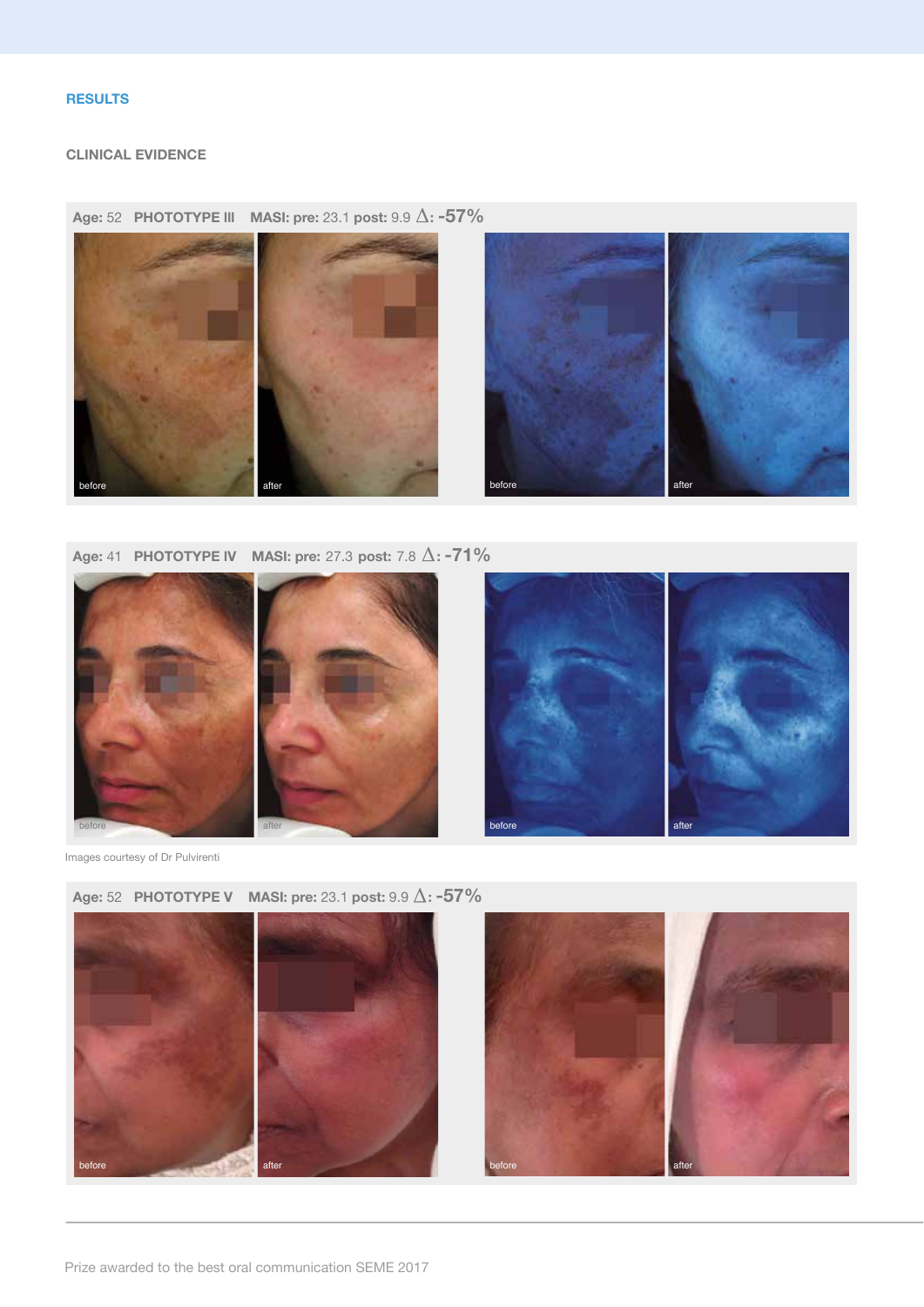## RESULTS

### CLINICAL EVIDENCE

**Age:** 52 **PHOTOTYPE III** **MASI: pre:** 23.1 **post:** 9.9 $\Delta$: **-57%**

before
after
before
after

**Age:** 41 **PHOTOTYPE IV** **MASI: pre:** 27.3 **post:** 7.8 $\Delta$: **-71%**

before
after
before
after

Images courtesy of Dr Pulvirenti

**Age:** 52 **PHOTOTYPE V** **MASI: pre:** 23.1 **post:** 9.9 $\Delta$: **-57%**

before
after
before
after

Prize awarded to the best oral communication SEME 2017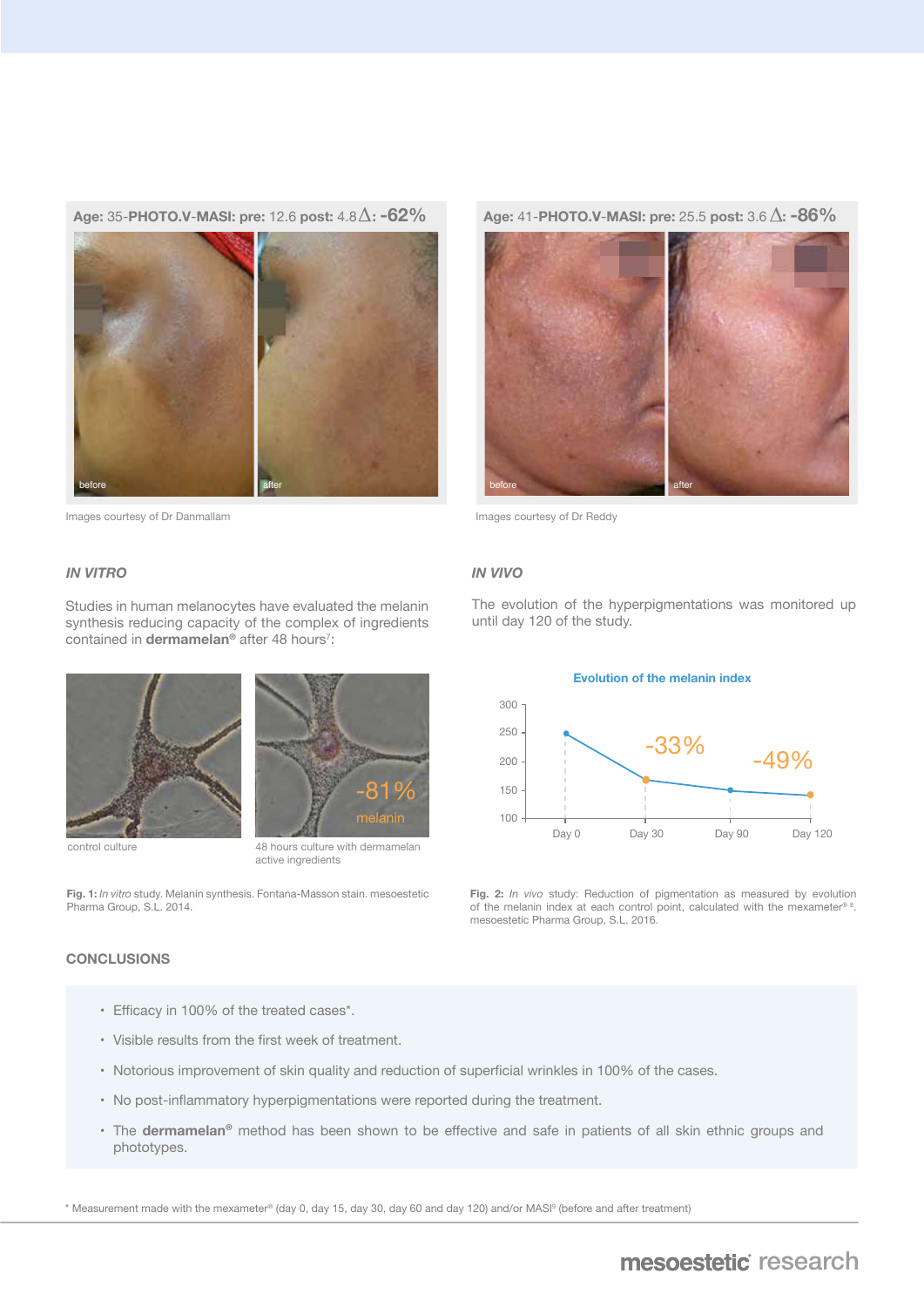Age: 35-**PHOTO.V-MASI: pre:** 12.6 **post:** 4.8 Δ: **-62%**

before

after

Images courtesy of Dr Danmallam

Age: 41-**PHOTO.V-MASI: pre:** 25.5 **post:** 3.6 Δ: **-86%**

before

after

Images courtesy of Dr Reddy

### *IN VITRO*

Studies in human melanocytes have evaluated the melanin synthesis reducing capacity of the complex of ingredients contained in **dermamelan®** after 48 hours[7]:

control culture

-81%

melanin

48 hours culture with dermamelan active ingredients

**Fig. 1:** *In vitro* study. Melanin synthesis. Fontana-Masson stain. mesoestetic Pharma Group, S.L. 2014.

### *IN VIVO*

The evolution of the hyperpigmentations was monitored up until day 120 of the study.

Evolution of the melanin index

300

250

200

150

100

-33%

-49%

Day 0

Day 30

Day 90

Day 120

**Fig. 2:** *In vivo* study: Reduction of pigmentation as measured by evolution of the melanin index at each control point, calculated with the mexameter® [8]. mesoestetic Pharma Group, S.L. 2016.

### CONCLUSIONS

- Efficacy in 100% of the treated cases*.
- Visible results from the first week of treatment.
- Notorious improvement of skin quality and reduction of superficial wrinkles in 100% of the cases.
- No post-inflammatory hyperpigmentations were reported during the treatment.
- The **dermamelan®** method has been shown to be effective and safe in patients of all skin ethnic groups and phototypes.

* Measurement made with the mexameter® (day 0, day 15, day 30, day 60 and day 120) and/or MASI[9] (before and after treatment)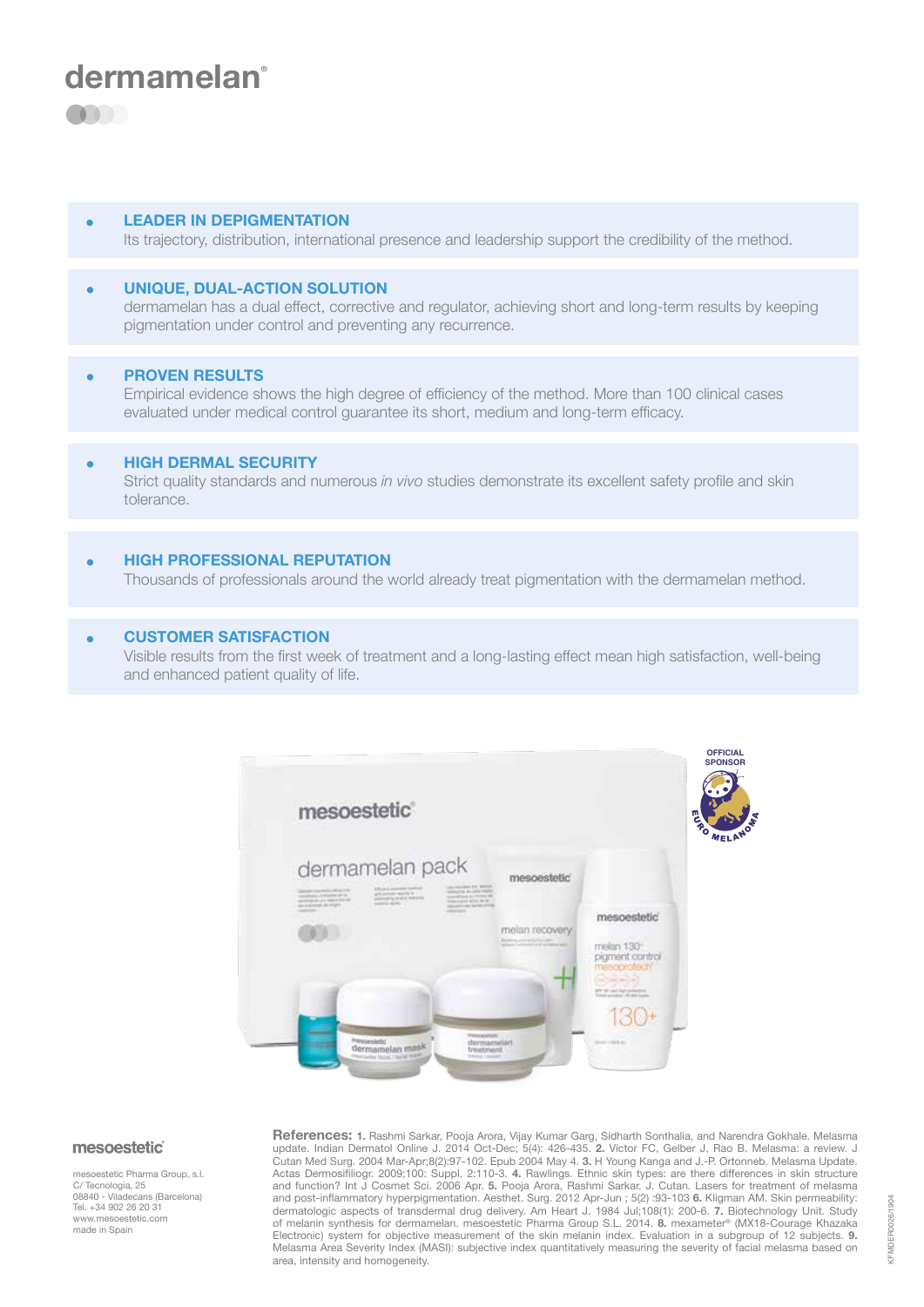# dermamelan®

- **LEADER IN DEPIGMENTATION**
  Its trajectory, distribution, international presence and leadership support the credibility of the method.

- **UNIQUE, DUAL-ACTION SOLUTION**
  dermamelan has a dual effect, corrective and regulator, achieving short and long-term results by keeping pigmentation under control and preventing any recurrence.

- **PROVEN RESULTS**
  Empirical evidence shows the high degree of efficiency of the method. More than 100 clinical cases evaluated under medical control guarantee its short, medium and long-term efficacy.

- **HIGH DERMAL SECURITY**
  Strict quality standards and numerous *in vivo* studies demonstrate its excellent safety profile and skin tolerance.

- **HIGH PROFESSIONAL REPUTATION**
  Thousands of professionals around the world already treat pigmentation with the dermamelan method.

- **CUSTOMER SATISFACTION**
  Visible results from the first week of treatment and a long-lasting effect mean high satisfaction, well-being and enhanced patient quality of life.

OFFICIAL SPONSOR
EURO MELANOMA

mesoestetic®

mesoestetic Pharma Group, s.l.
C/ Tecnologia, 25
08840 - Viladecans (Barcelona)
Tel. +34 902 26 20 31
www.mesoestetic.com
made in Spain

**References:** **1.** Rashmi Sarkar, Pooja Arora, Vijay Kumar Garg, Sidharth Sonthalia, and Narendra Gokhale. Melasma update. Indian Dermatol Online J. 2014 Oct-Dec; 5(4): 426-435. **2.** Victor FC, Gelber J, Rao B. Melasma: a review. J Cutan Med Surg. 2004 Mar-Apr;8(2):97-102. Epub 2004 May 4. **3.** H Young Kanga and J.-P. Ortonneb. Melasma Update. Actas Dermosifiliogr. 2009;100: Suppl. 2:110-3. **4.** Rawlings. Ethnic skin types: are there differences in skin structure and function? Int J Cosmet Sci. 2006 Apr. **5.** Pooja Arora, Rashmi Sarkar. J. Cutan. Lasers for treatment of melasma and post-inflammatory hyperpigmentation. Aesthet. Surg. 2012 Apr-Jun ; 5(2) :93-103 **6.** Kligman AM. Skin permeability: dermatologic aspects of transdermal drug delivery. Am Heart J. 1984 Jul;108(1): 200-6. **7.** Biotechnology Unit. Study of melanin synthesis for dermamelan. mesoestetic Pharma Group S.L. 2014. **8.** mexameter® (MX18-Courage Khazaka Electronic) system for objective measurement of the skin melanin index. Evaluation in a subgroup of 12 subjects. **9.** Melasma Area Severity Index (MASI): subjective index quantitatively measuring the severity of facial melasma based on area, intensity and homogeneity.

KFMDER0026/1904